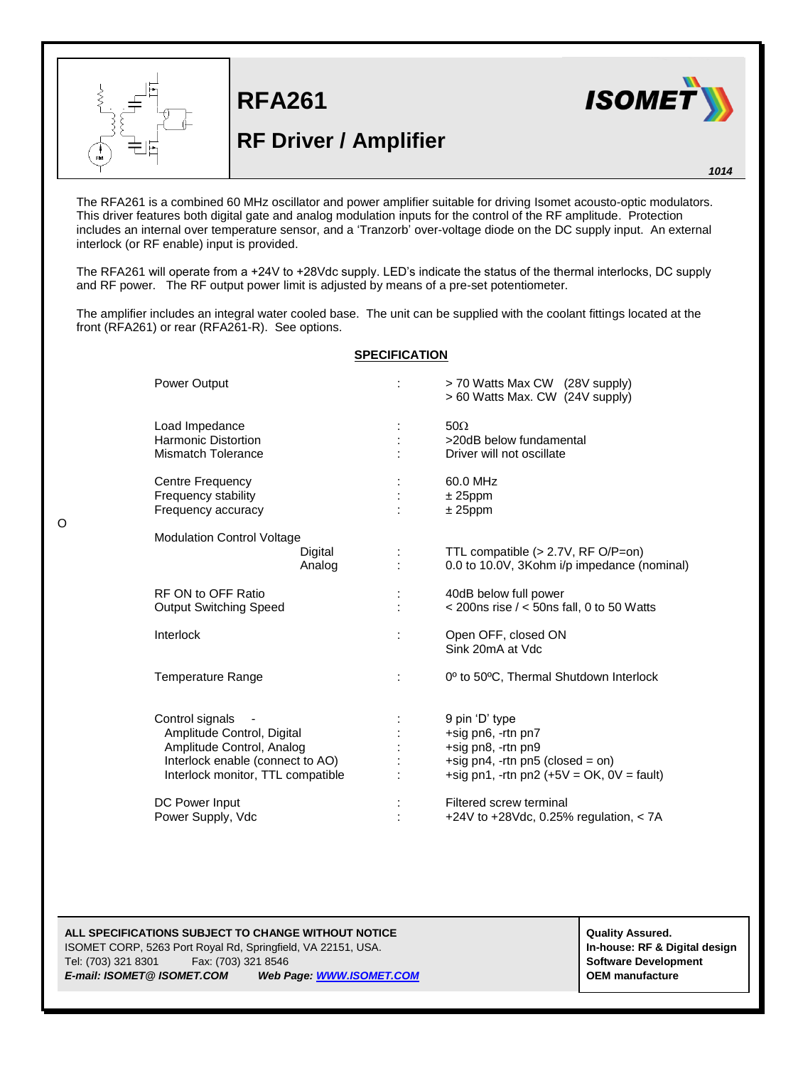# RFA261

## RF Driver / Amplifier

*1014*

The RFA261 is a combined 60 MHz oscillator and power amplifier suitable for driving Isomet acousto-optic modulators. This driver features both digital gate and analog modulation inputs for the control of the RF amplitude. Protection includes an internal over temperature sensor, and a 'Tranzorb' over-voltage diode on the DC supply input. An external interlock (or RF enable) input is provided.

The RFA261 will operate from a +24V to +28Vdc supply. LED's indicate the status of the thermal interlocks, DC supply and RF power. The RF output power limit is adjusted by means of a pre-set potentiometer.

The amplifier includes an integral water cooled base. The unit can be supplied with the coolant fittings located at the front (RFA261) or rear (RFA261-R). See options.

**SPECIFICATION**

| Parameter | | Value |
|---|---|---|
| Power Output | : | > 70 Watts Max CW (28V supply)<br>> 60 Watts Max. CW (24V supply) |
| Load Impedance | : | 50Ω |
| Harmonic Distortion | : | >20dB below fundamental |
| Mismatch Tolerance | : | Driver will not oscillate |
| Centre Frequency | : | 60.0 MHz |
| Frequency stability | : | ± 25ppm |
| Frequency accuracy | : | ± 25ppm |
| Modulation Control Voltage | | |
| Digital | : | TTL compatible (> 2.7V, RF O/P=on) |
| Analog | : | 0.0 to 10.0V, 3Kohm i/p impedance (nominal) |
| RF ON to OFF Ratio | : | 40dB below full power |
| Output Switching Speed | : | < 200ns rise / < 50ns fall, 0 to 50 Watts |
| Interlock | : | Open OFF, closed ON<br>Sink 20mA at Vdc |
| Temperature Range | : | 0º to 50ºC, Thermal Shutdown Interlock |
| Control signals - | : | 9 pin 'D' type |
| Amplitude Control, Digital | : | +sig pn6, -rtn pn7 |
| Amplitude Control, Analog | : | +sig pn8, -rtn pn9 |
| Interlock enable (connect to AO) | : | +sig pn4, -rtn pn5 (closed = on) |
| Interlock monitor, TTL compatible | : | +sig pn1, -rtn pn2 (+5V = OK, 0V = fault) |
| DC Power Input | : | Filtered screw terminal |
| Power Supply, Vdc | : | +24V to +28Vdc, 0.25% regulation, < 7A |

**ALL SPECIFICATIONS SUBJECT TO CHANGE WITHOUT NOTICE**
ISOMET CORP, 5263 Port Royal Rd, Springfield, VA 22151, USA.
Tel: (703) 321 8301 Fax: (703) 321 8546
***E-mail: ISOMET@ ISOMET.COM*** ***Web Page: WWW.ISOMET.COM***

**Quality Assured.**
**In-house: RF & Digital design**
**Software Development**
**OEM manufacture**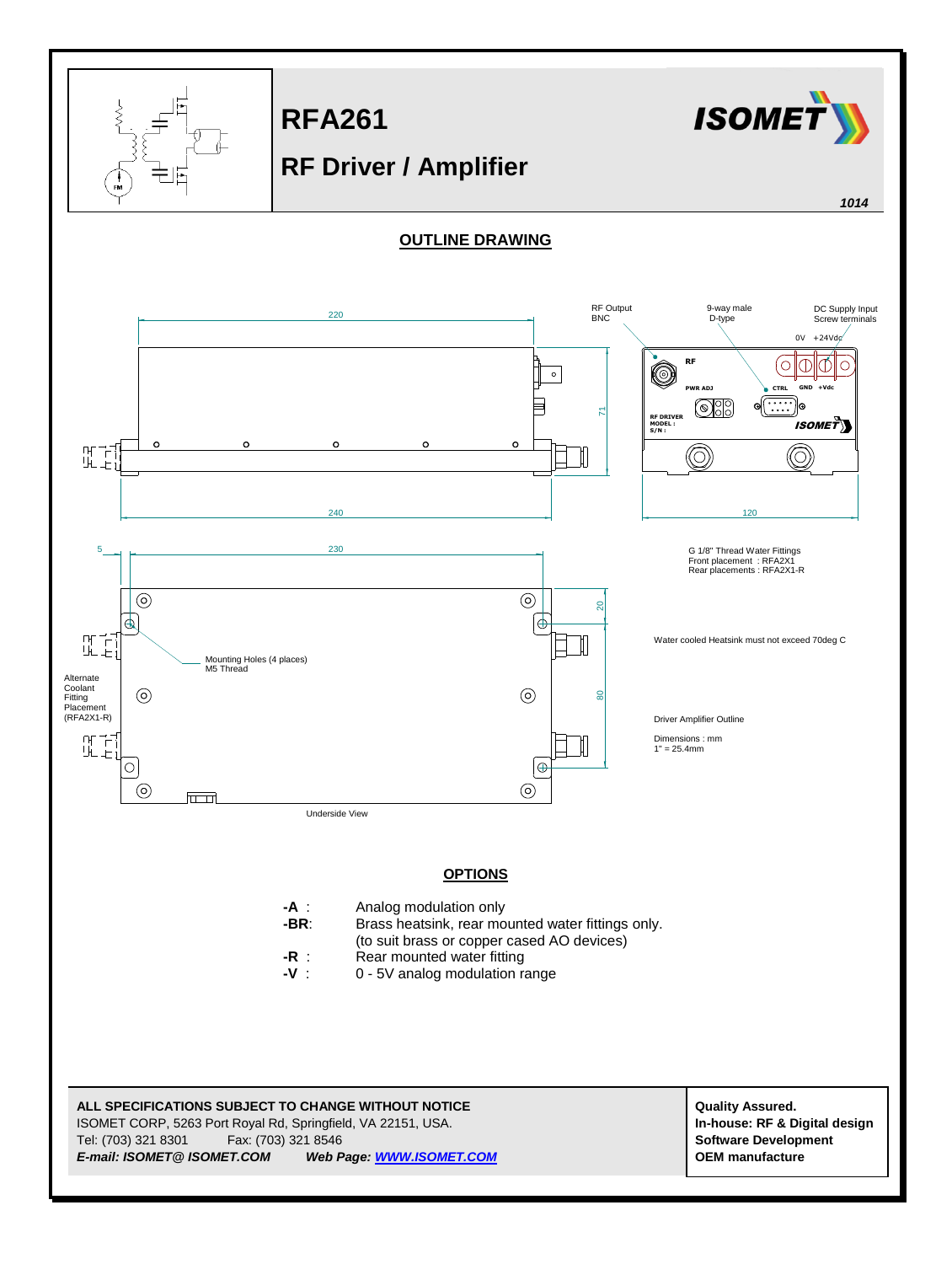# RFA261

## RF Driver / Amplifier

1014

## OUTLINE DRAWING

220

RF Output
BNC

9-way male
D-type

DC Supply Input
Screw terminals

0V +24Vdc

RF

PWR ADJ

CTRL GND +Vdc

RF DRIVER
MODEL :
S/N :

71

240

120

5

230

G 1/8" Thread Water Fittings
Front placement : RFA2X1
Rear placements : RFA2X1-R

20

Water cooled Heatsink must not exceed 70deg C

Mounting Holes (4 places)
M5 Thread

Alternate
Coolant
Fitting
Placement
(RFA2X1-R)

80

Driver Amplifier Outline

Dimensions : mm
1" = 25.4mm

Underside View

## OPTIONS

| | |
|---|---|
| **-A** : | Analog modulation only |
| **-BR**: | Brass heatsink, rear mounted water fittings only. (to suit brass or copper cased AO devices) |
| **-R** : | Rear mounted water fitting |
| **-V** : | 0 - 5V analog modulation range |

**ALL SPECIFICATIONS SUBJECT TO CHANGE WITHOUT NOTICE**
ISOMET CORP, 5263 Port Royal Rd, Springfield, VA 22151, USA.
Tel: (703) 321 8301 Fax: (703) 321 8546
***E-mail: ISOMET@ ISOMET.COM*** ***Web Page: WWW.ISOMET.COM***

**Quality Assured.**
**In-house: RF & Digital design**
**Software Development**
**OEM manufacture**